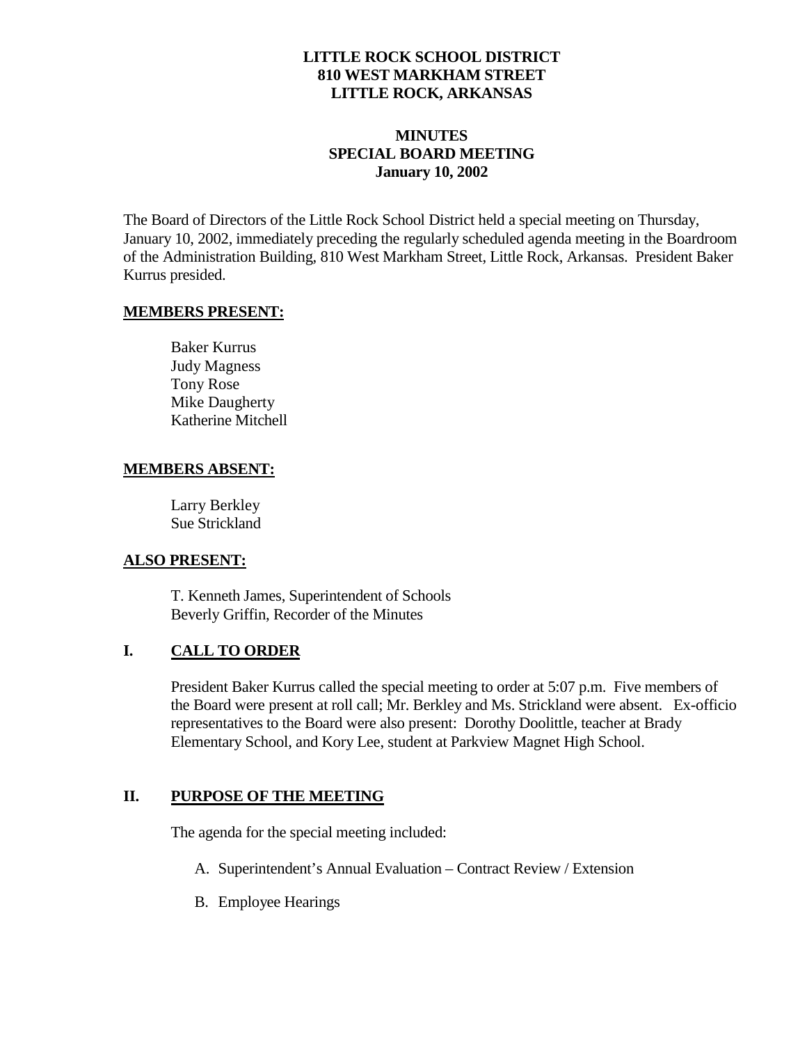**LITTLE ROCK SCHOOL DISTRICT**
**810 WEST MARKHAM STREET**
**LITTLE ROCK, ARKANSAS**

**MINUTES**
**SPECIAL BOARD MEETING**
**January 10, 2002**

The Board of Directors of the Little Rock School District held a special meeting on Thursday, January 10, 2002, immediately preceding the regularly scheduled agenda meeting in the Boardroom of the Administration Building, 810 West Markham Street, Little Rock, Arkansas. President Baker Kurrus presided.

**MEMBERS PRESENT:**

Baker Kurrus
Judy Magness
Tony Rose
Mike Daugherty
Katherine Mitchell

**MEMBERS ABSENT:**

Larry Berkley
Sue Strickland

**ALSO PRESENT:**

T. Kenneth James, Superintendent of Schools
Beverly Griffin, Recorder of the Minutes

## I. CALL TO ORDER

President Baker Kurrus called the special meeting to order at 5:07 p.m. Five members of the Board were present at roll call; Mr. Berkley and Ms. Strickland were absent. Ex-officio representatives to the Board were also present: Dorothy Doolittle, teacher at Brady Elementary School, and Kory Lee, student at Parkview Magnet High School.

## II. PURPOSE OF THE MEETING

The agenda for the special meeting included:

A. Superintendent's Annual Evaluation – Contract Review / Extension

B. Employee Hearings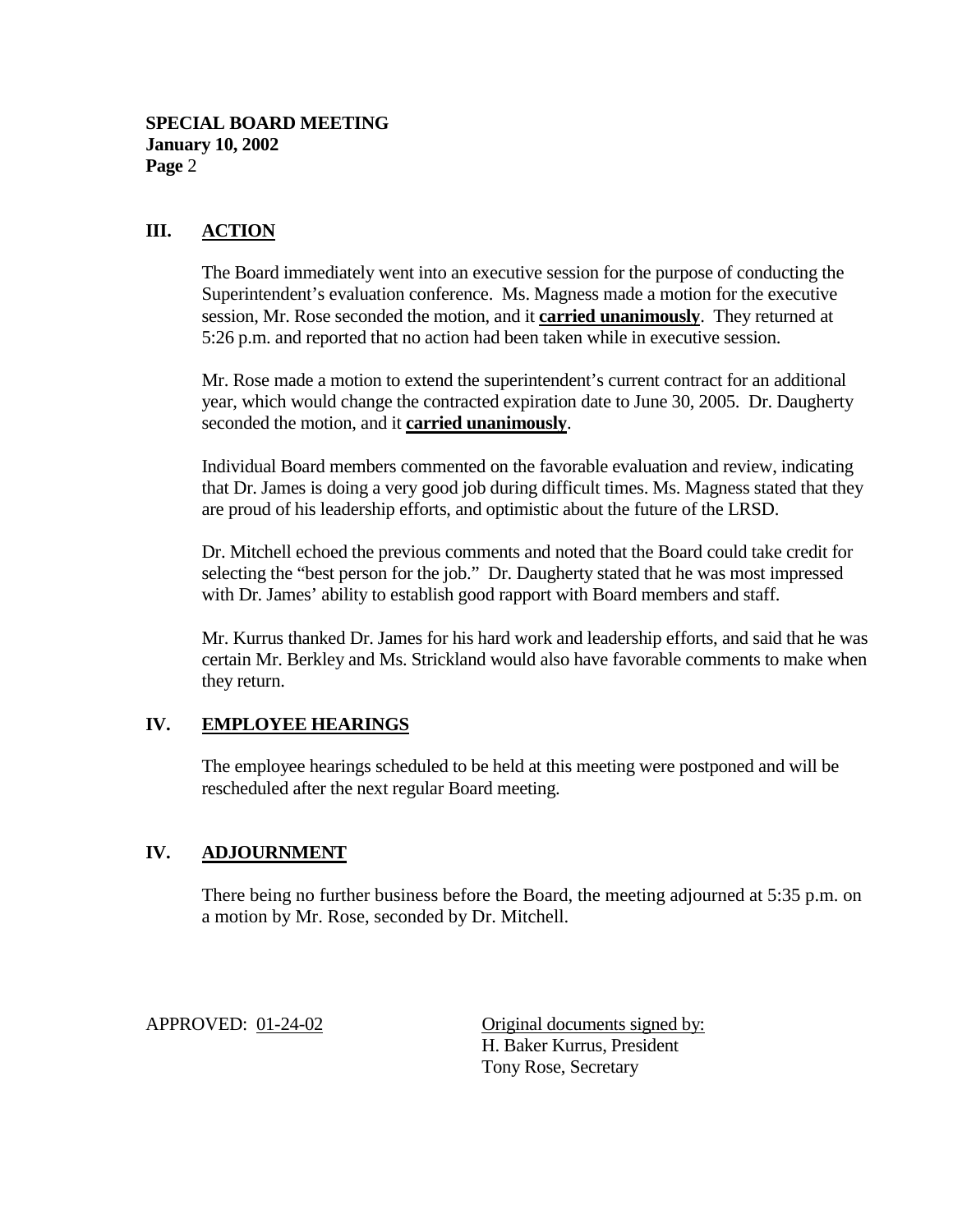## III. ACTION

The Board immediately went into an executive session for the purpose of conducting the Superintendent's evaluation conference. Ms. Magness made a motion for the executive session, Mr. Rose seconded the motion, and it **carried unanimously**. They returned at 5:26 p.m. and reported that no action had been taken while in executive session.

Mr. Rose made a motion to extend the superintendent's current contract for an additional year, which would change the contracted expiration date to June 30, 2005. Dr. Daugherty seconded the motion, and it **carried unanimously**.

Individual Board members commented on the favorable evaluation and review, indicating that Dr. James is doing a very good job during difficult times. Ms. Magness stated that they are proud of his leadership efforts, and optimistic about the future of the LRSD.

Dr. Mitchell echoed the previous comments and noted that the Board could take credit for selecting the "best person for the job." Dr. Daugherty stated that he was most impressed with Dr. James' ability to establish good rapport with Board members and staff.

Mr. Kurrus thanked Dr. James for his hard work and leadership efforts, and said that he was certain Mr. Berkley and Ms. Strickland would also have favorable comments to make when they return.

## IV. EMPLOYEE HEARINGS

The employee hearings scheduled to be held at this meeting were postponed and will be rescheduled after the next regular Board meeting.

## IV. ADJOURNMENT

There being no further business before the Board, the meeting adjourned at 5:35 p.m. on a motion by Mr. Rose, seconded by Dr. Mitchell.

APPROVED: 01-24-02

Original documents signed by:
H. Baker Kurrus, President
Tony Rose, Secretary